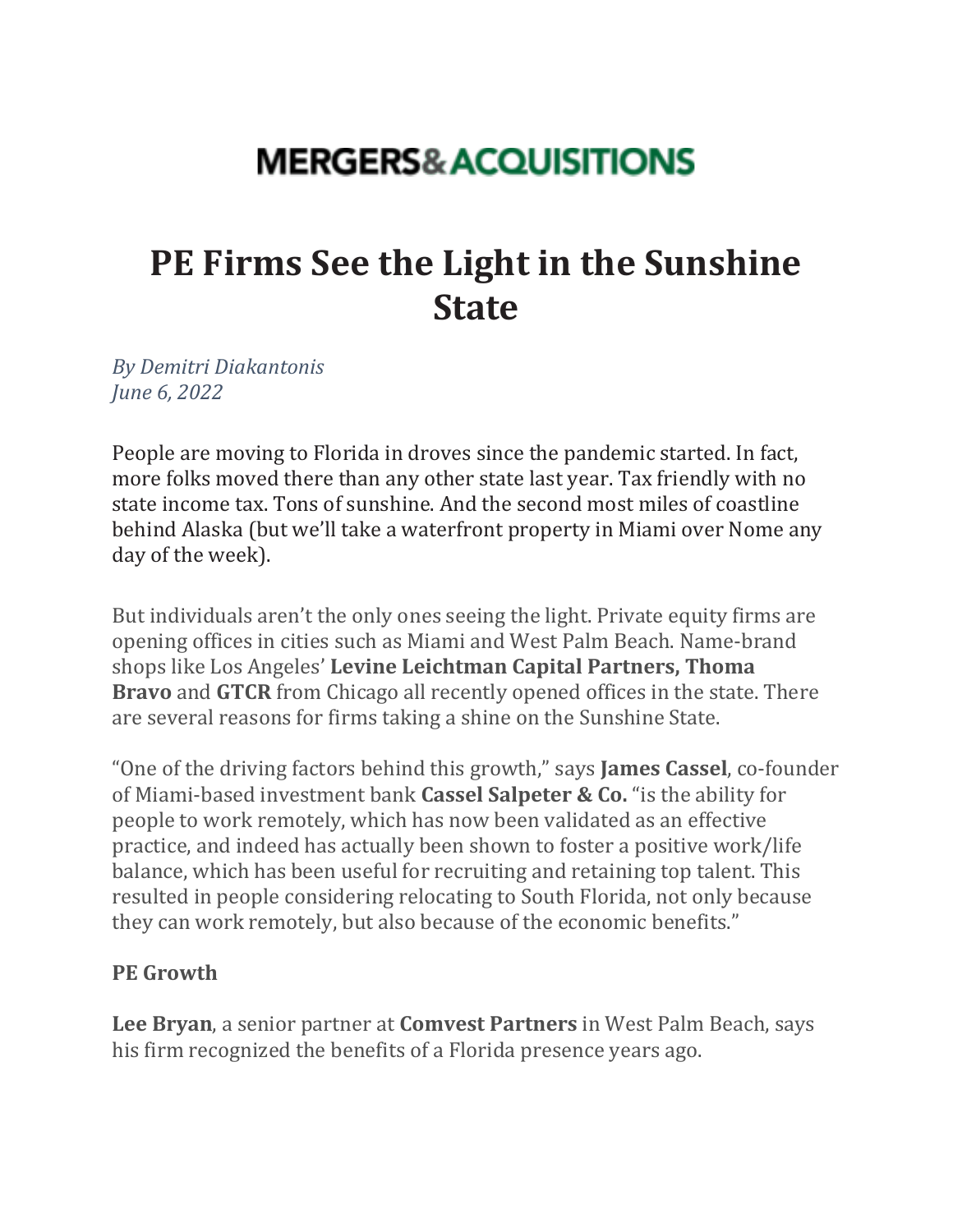# MERGERS&ACQUISITIONS

# PE Firms See the Light in the Sunshine State

*By Demitri Diakantonis*
*June 6, 2022*

People are moving to Florida in droves since the pandemic started. In fact, more folks moved there than any other state last year. Tax friendly with no state income tax. Tons of sunshine. And the second most miles of coastline behind Alaska (but we'll take a waterfront property in Miami over Nome any day of the week).

But individuals aren't the only ones seeing the light. Private equity firms are opening offices in cities such as Miami and West Palm Beach. Name-brand shops like Los Angeles' **Levine Leichtman Capital Partners, Thoma Bravo** and **GTCR** from Chicago all recently opened offices in the state. There are several reasons for firms taking a shine on the Sunshine State.

"One of the driving factors behind this growth," says **James Cassel**, co-founder of Miami-based investment bank **Cassel Salpeter & Co.** "is the ability for people to work remotely, which has now been validated as an effective practice, and indeed has actually been shown to foster a positive work/life balance, which has been useful for recruiting and retaining top talent. This resulted in people considering relocating to South Florida, not only because they can work remotely, but also because of the economic benefits."

**PE Growth**

**Lee Bryan**, a senior partner at **Comvest Partners** in West Palm Beach, says his firm recognized the benefits of a Florida presence years ago.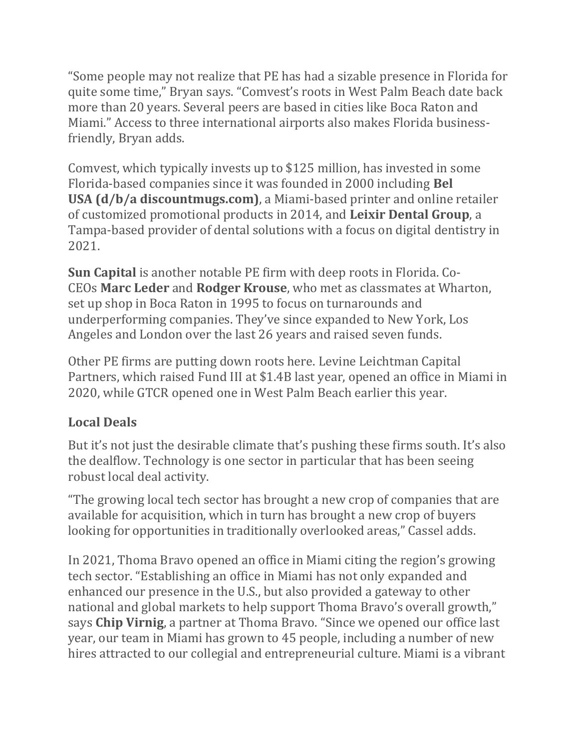"Some people may not realize that PE has had a sizable presence in Florida for quite some time," Bryan says. "Comvest's roots in West Palm Beach date back more than 20 years. Several peers are based in cities like Boca Raton and Miami." Access to three international airports also makes Florida business-friendly, Bryan adds.

Comvest, which typically invests up to $125 million, has invested in some Florida-based companies since it was founded in 2000 including **Bel USA (d/b/a discountmugs.com)**, a Miami-based printer and online retailer of customized promotional products in 2014, and **Leixir Dental Group**, a Tampa-based provider of dental solutions with a focus on digital dentistry in 2021.

**Sun Capital** is another notable PE firm with deep roots in Florida. Co-CEOs **Marc Leder** and **Rodger Krouse**, who met as classmates at Wharton, set up shop in Boca Raton in 1995 to focus on turnarounds and underperforming companies. They've since expanded to New York, Los Angeles and London over the last 26 years and raised seven funds.

Other PE firms are putting down roots here. Levine Leichtman Capital Partners, which raised Fund III at $1.4B last year, opened an office in Miami in 2020, while GTCR opened one in West Palm Beach earlier this year.

### Local Deals

But it's not just the desirable climate that's pushing these firms south. It's also the dealflow. Technology is one sector in particular that has been seeing robust local deal activity.

"The growing local tech sector has brought a new crop of companies that are available for acquisition, which in turn has brought a new crop of buyers looking for opportunities in traditionally overlooked areas," Cassel adds.

In 2021, Thoma Bravo opened an office in Miami citing the region's growing tech sector. "Establishing an office in Miami has not only expanded and enhanced our presence in the U.S., but also provided a gateway to other national and global markets to help support Thoma Bravo's overall growth," says **Chip Virnig**, a partner at Thoma Bravo. "Since we opened our office last year, our team in Miami has grown to 45 people, including a number of new hires attracted to our collegial and entrepreneurial culture. Miami is a vibrant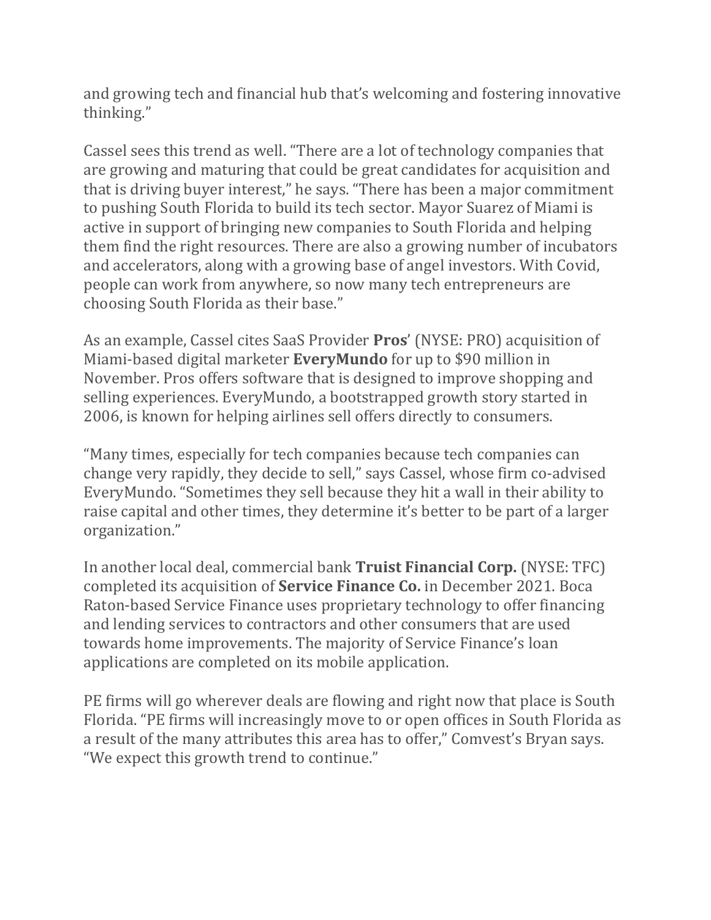and growing tech and financial hub that's welcoming and fostering innovative thinking."

Cassel sees this trend as well. "There are a lot of technology companies that are growing and maturing that could be great candidates for acquisition and that is driving buyer interest," he says. "There has been a major commitment to pushing South Florida to build its tech sector. Mayor Suarez of Miami is active in support of bringing new companies to South Florida and helping them find the right resources. There are also a growing number of incubators and accelerators, along with a growing base of angel investors. With Covid, people can work from anywhere, so now many tech entrepreneurs are choosing South Florida as their base."

As an example, Cassel cites SaaS Provider **Pros**' (NYSE: PRO) acquisition of Miami-based digital marketer **EveryMundo** for up to $90 million in November. Pros offers software that is designed to improve shopping and selling experiences. EveryMundo, a bootstrapped growth story started in 2006, is known for helping airlines sell offers directly to consumers.

"Many times, especially for tech companies because tech companies can change very rapidly, they decide to sell," says Cassel, whose firm co-advised EveryMundo. "Sometimes they sell because they hit a wall in their ability to raise capital and other times, they determine it's better to be part of a larger organization."

In another local deal, commercial bank **Truist Financial Corp.** (NYSE: TFC) completed its acquisition of **Service Finance Co.** in December 2021. Boca Raton-based Service Finance uses proprietary technology to offer financing and lending services to contractors and other consumers that are used towards home improvements. The majority of Service Finance's loan applications are completed on its mobile application.

PE firms will go wherever deals are flowing and right now that place is South Florida. "PE firms will increasingly move to or open offices in South Florida as a result of the many attributes this area has to offer," Comvest's Bryan says. "We expect this growth trend to continue."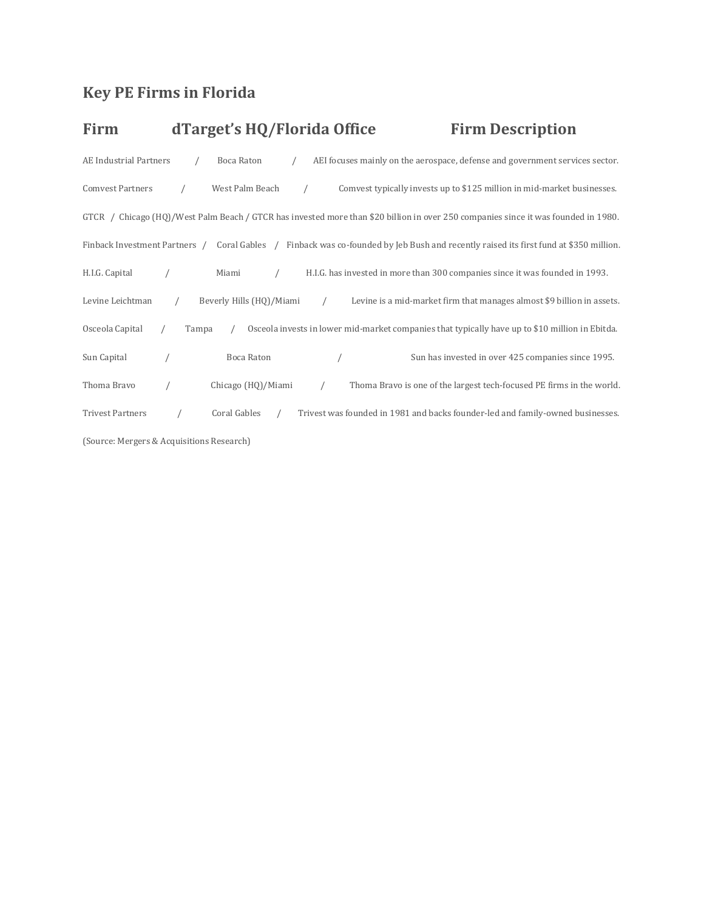# Key PE Firms in Florida

| Firm | dTarget's HQ/Florida Office | Firm Description |
|---|---|---|
| AE Industrial Partners | Boca Raton | AEI focuses mainly on the aerospace, defense and government services sector. |
| Comvest Partners | West Palm Beach | Comvest typically invests up to $125 million in mid-market businesses. |
| GTCR | Chicago (HQ)/West Palm Beach | GTCR has invested more than $20 billion in over 250 companies since it was founded in 1980. |
| Finback Investment Partners | Coral Gables | Finback was co-founded by Jeb Bush and recently raised its first fund at $350 million. |
| H.I.G. Capital | Miami | H.I.G. has invested in more than 300 companies since it was founded in 1993. |
| Levine Leichtman | Beverly Hills (HQ)/Miami | Levine is a mid-market firm that manages almost $9 billion in assets. |
| Osceola Capital | Tampa | Osceola invests in lower mid-market companies that typically have up to $10 million in Ebitda. |
| Sun Capital | Boca Raton | Sun has invested in over 425 companies since 1995. |
| Thoma Bravo | Chicago (HQ)/Miami | Thoma Bravo is one of the largest tech-focused PE firms in the world. |
| Trivest Partners | Coral Gables | Trivest was founded in 1981 and backs founder-led and family-owned businesses. |

(Source: Mergers & Acquisitions Research)